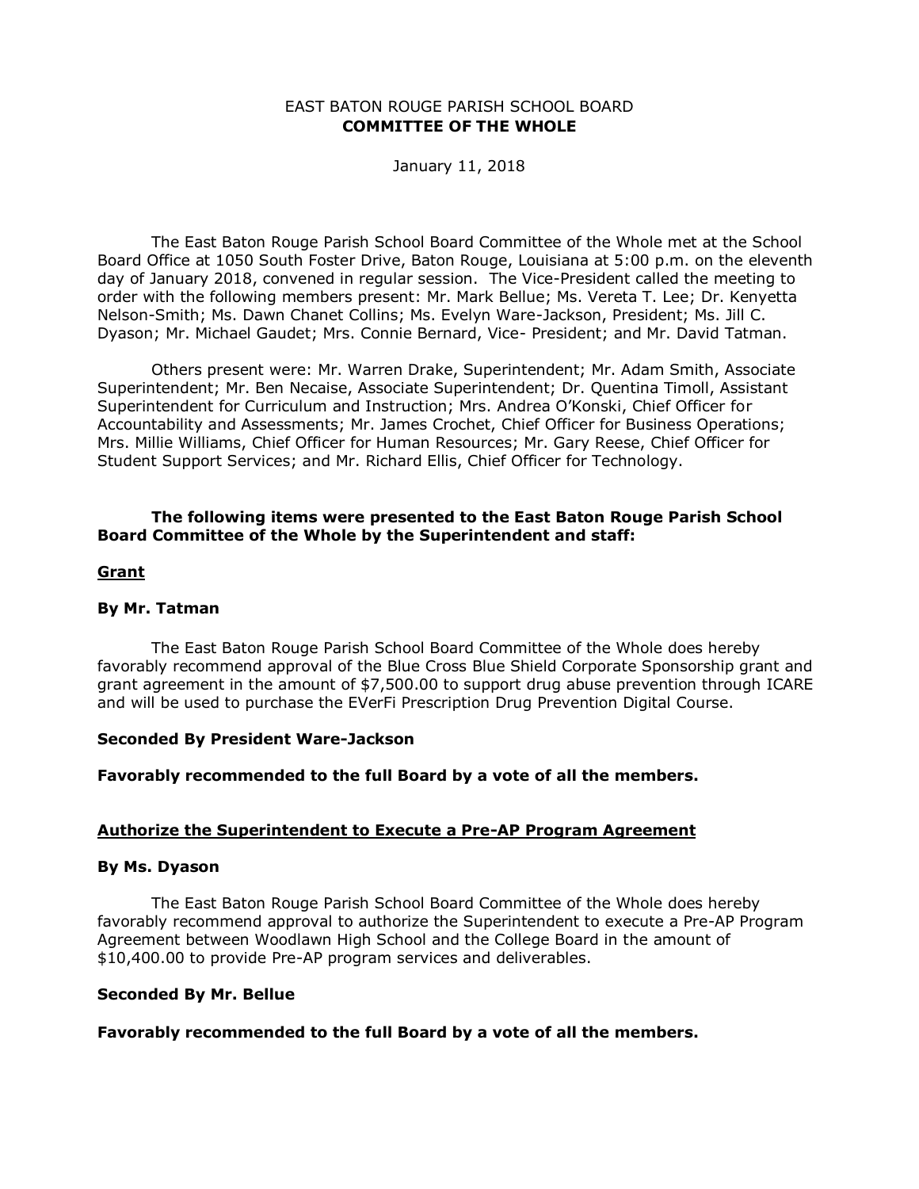# EAST BATON ROUGE PARISH SCHOOL BOARD
## COMMITTEE OF THE WHOLE

January 11, 2018

The East Baton Rouge Parish School Board Committee of the Whole met at the School Board Office at 1050 South Foster Drive, Baton Rouge, Louisiana at 5:00 p.m. on the eleventh day of January 2018, convened in regular session. The Vice-President called the meeting to order with the following members present: Mr. Mark Bellue; Ms. Vereta T. Lee; Dr. Kenyetta Nelson-Smith; Ms. Dawn Chanet Collins; Ms. Evelyn Ware-Jackson, President; Ms. Jill C. Dyason; Mr. Michael Gaudet; Mrs. Connie Bernard, Vice- President; and Mr. David Tatman.

Others present were: Mr. Warren Drake, Superintendent; Mr. Adam Smith, Associate Superintendent; Mr. Ben Necaise, Associate Superintendent; Dr. Quentina Timoll, Assistant Superintendent for Curriculum and Instruction; Mrs. Andrea O'Konski, Chief Officer for Accountability and Assessments; Mr. James Crochet, Chief Officer for Business Operations; Mrs. Millie Williams, Chief Officer for Human Resources; Mr. Gary Reese, Chief Officer for Student Support Services; and Mr. Richard Ellis, Chief Officer for Technology.

**The following items were presented to the East Baton Rouge Parish School Board Committee of the Whole by the Superintendent and staff:**

**<u>Grant</u>**

**By Mr. Tatman**

The East Baton Rouge Parish School Board Committee of the Whole does hereby favorably recommend approval of the Blue Cross Blue Shield Corporate Sponsorship grant and grant agreement in the amount of $7,500.00 to support drug abuse prevention through ICARE and will be used to purchase the EVerFi Prescription Drug Prevention Digital Course.

**Seconded By President Ware-Jackson**

**Favorably recommended to the full Board by a vote of all the members.**

**<u>Authorize the Superintendent to Execute a Pre-AP Program Agreement</u>**

**By Ms. Dyason**

The East Baton Rouge Parish School Board Committee of the Whole does hereby favorably recommend approval to authorize the Superintendent to execute a Pre-AP Program Agreement between Woodlawn High School and the College Board in the amount of $10,400.00 to provide Pre-AP program services and deliverables.

**Seconded By Mr. Bellue**

**Favorably recommended to the full Board by a vote of all the members.**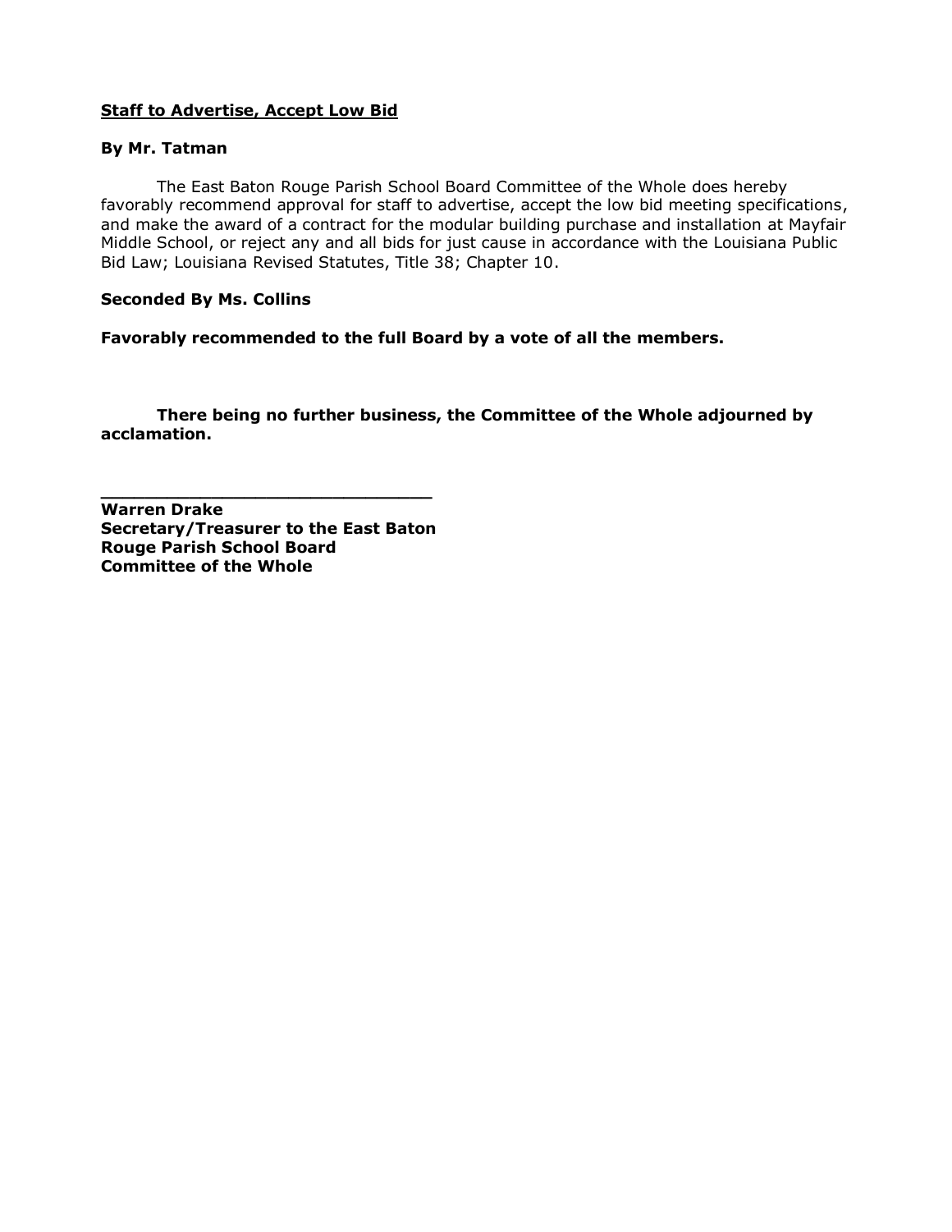**<u>Staff to Advertise, Accept Low Bid</u>**

**By Mr. Tatman**

The East Baton Rouge Parish School Board Committee of the Whole does hereby favorably recommend approval for staff to advertise, accept the low bid meeting specifications, and make the award of a contract for the modular building purchase and installation at Mayfair Middle School, or reject any and all bids for just cause in accordance with the Louisiana Public Bid Law; Louisiana Revised Statutes, Title 38; Chapter 10.

**Seconded By Ms. Collins**

**Favorably recommended to the full Board by a vote of all the members.**

**There being no further business, the Committee of the Whole adjourned by acclamation.**

______________________________

**Warren Drake**
**Secretary/Treasurer to the East Baton Rouge Parish School Board**
**Committee of the Whole**